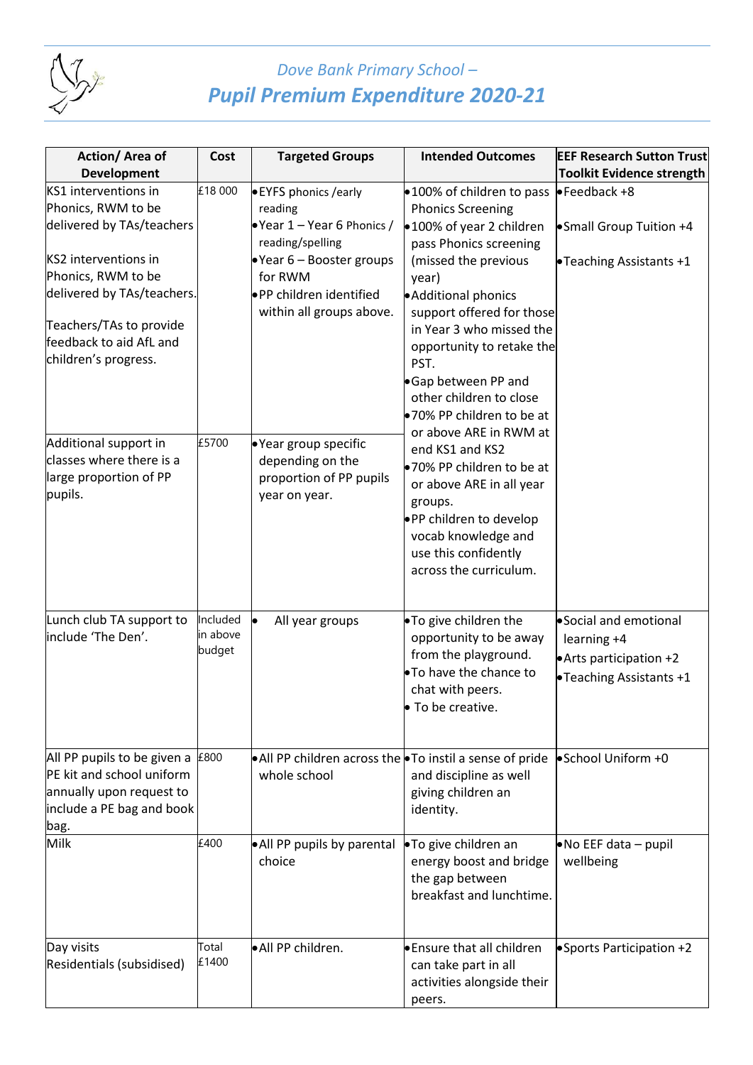# *Dove Bank Primary School –*

## ***Pupil Premium Expenditure 2020-21***

| Action/ Area of Development | Cost | Targeted Groups | Intended Outcomes | EEF Research Sutton Trust Toolkit Evidence strength |
|---|---|---|---|---|
| KS1 interventions in Phonics, RWM to be delivered by TAs/teachers<br><br>KS2 interventions in Phonics, RWM to be delivered by TAs/teachers.<br><br>Teachers/TAs to provide feedback to aid AfL and children's progress. | £18 000 | • EYFS phonics /early reading<br>• Year 1 – Year 6 Phonics / reading/spelling<br>• Year 6 – Booster groups for RWM<br>• PP children identified within all groups above. | • 100% of children to pass Phonics Screening<br>• 100% of year 2 children pass Phonics screening (missed the previous year)<br>• Additional phonics support offered for those in Year 3 who missed the opportunity to retake the PST.<br>• Gap between PP and other children to close<br>• 70% PP children to be at or above ARE in RWM at end KS1 and KS2<br>• 70% PP children to be at or above ARE in all year groups.<br>• PP children to develop vocab knowledge and use this confidently across the curriculum. | • Feedback +8<br><br>• Small Group Tuition +4<br><br>• Teaching Assistants +1 |
| Additional support in classes where there is a large proportion of PP pupils. | £5700 | • Year group specific depending on the proportion of PP pupils year on year. | | |
| Lunch club TA support to include 'The Den'. | Included in above budget | • All year groups | • To give children the opportunity to be away from the playground.<br>• To have the chance to chat with peers.<br>• To be creative. | • Social and emotional learning +4<br>• Arts participation +2<br>• Teaching Assistants +1 |
| All PP pupils to be given a PE kit and school uniform annually upon request to include a PE bag and book bag. | £800 | • All PP children across the whole school | • To instil a sense of pride and discipline as well giving children an identity. | • School Uniform +0 |
| Milk | £400 | • All PP pupils by parental choice | • To give children an energy boost and bridge the gap between breakfast and lunchtime. | • No EEF data – pupil wellbeing |
| Day visits<br>Residentials (subsidised) | Total £1400 | • All PP children. | • Ensure that all children can take part in all activities alongside their peers. | • Sports Participation +2 |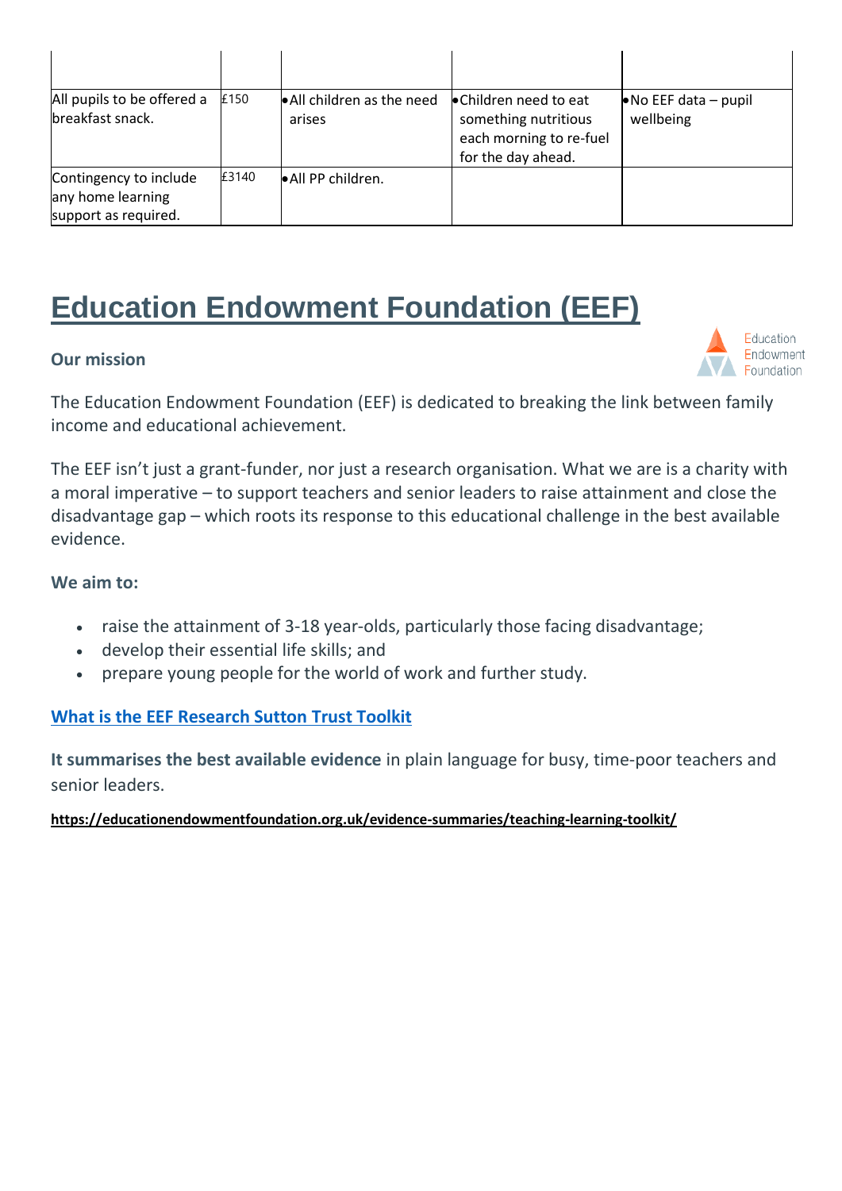| | | | | |
|---|---|---|---|---|
| | | | | |
| All pupils to be offered a breakfast snack. | £150 | • All children as the need arises | • Children need to eat something nutritious each morning to re-fuel for the day ahead. | • No EEF data – pupil wellbeing |
| Contingency to include any home learning support as required. | £3140 | • All PP children. | | |

# Education Endowment Foundation (EEF)

**Our mission**

The Education Endowment Foundation (EEF) is dedicated to breaking the link between family income and educational achievement.

The EEF isn't just a grant-funder, nor just a research organisation. What we are is a charity with a moral imperative – to support teachers and senior leaders to raise attainment and close the disadvantage gap – which roots its response to this educational challenge in the best available evidence.

**We aim to:**

- raise the attainment of 3-18 year-olds, particularly those facing disadvantage;
- develop their essential life skills; and
- prepare young people for the world of work and further study.

**What is the EEF Research Sutton Trust Toolkit**

**It summarises the best available evidence** in plain language for busy, time-poor teachers and senior leaders.

**https://educationendowmentfoundation.org.uk/evidence-summaries/teaching-learning-toolkit/**